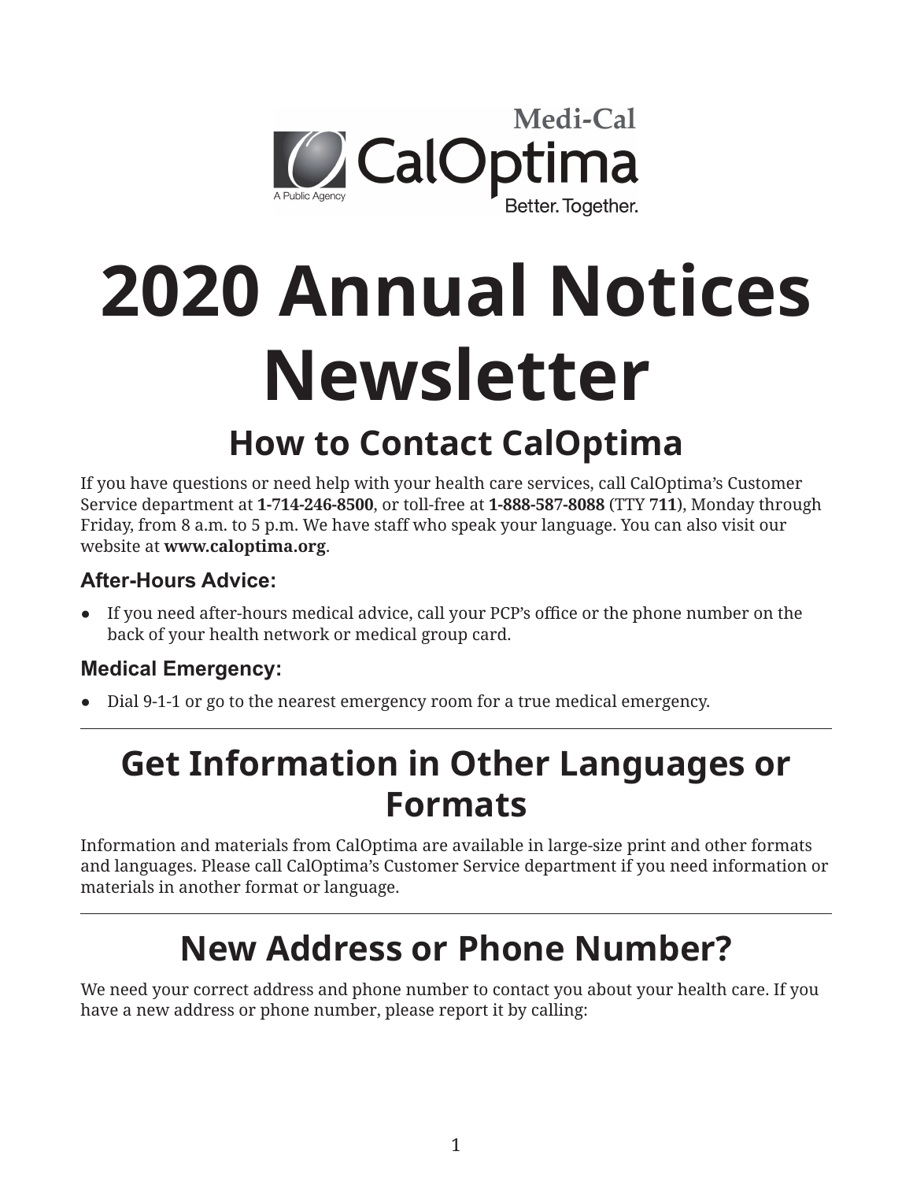Medi-Cal

CalOptima

A Public Agency

Better. Together.

# 2020 Annual Notices Newsletter

## How to Contact CalOptima

If you have questions or need help with your health care services, call CalOptima's Customer Service department at **1-714-246-8500**, or toll-free at **1-888-587-8088** (TTY **711**), Monday through Friday, from 8 a.m. to 5 p.m. We have staff who speak your language. You can also visit our website at **www.caloptima.org**.

### After-Hours Advice:

- If you need after-hours medical advice, call your PCP's office or the phone number on the back of your health network or medical group card.

### Medical Emergency:

- Dial 9-1-1 or go to the nearest emergency room for a true medical emergency.

---

## Get Information in Other Languages or Formats

Information and materials from CalOptima are available in large-size print and other formats and languages. Please call CalOptima's Customer Service department if you need information or materials in another format or language.

---

## New Address or Phone Number?

We need your correct address and phone number to contact you about your health care. If you have a new address or phone number, please report it by calling: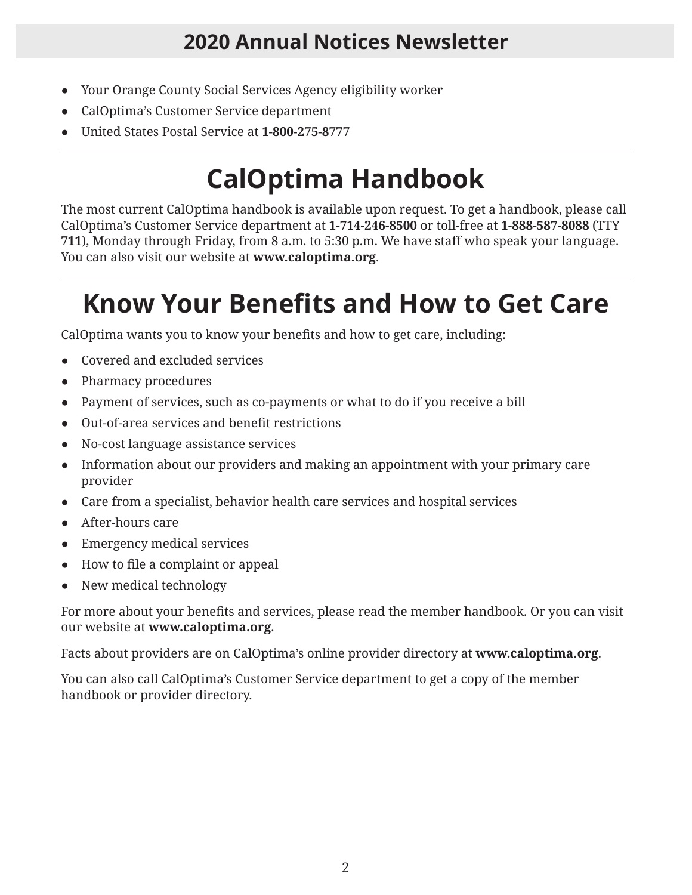- Your Orange County Social Services Agency eligibility worker
- CalOptima's Customer Service department
- United States Postal Service at **1-800-275-8777**

# CalOptima Handbook

The most current CalOptima handbook is available upon request. To get a handbook, please call CalOptima's Customer Service department at **1-714-246-8500** or toll-free at **1-888-587-8088** (TTY **711**), Monday through Friday, from 8 a.m. to 5:30 p.m. We have staff who speak your language. You can also visit our website at **www.caloptima.org**.

# Know Your Benefits and How to Get Care

CalOptima wants you to know your benefits and how to get care, including:

- Covered and excluded services
- Pharmacy procedures
- Payment of services, such as co-payments or what to do if you receive a bill
- Out-of-area services and benefit restrictions
- No-cost language assistance services
- Information about our providers and making an appointment with your primary care provider
- Care from a specialist, behavior health care services and hospital services
- After-hours care
- Emergency medical services
- How to file a complaint or appeal
- New medical technology

For more about your benefits and services, please read the member handbook. Or you can visit our website at **www.caloptima.org**.

Facts about providers are on CalOptima's online provider directory at **www.caloptima.org**.

You can also call CalOptima's Customer Service department to get a copy of the member handbook or provider directory.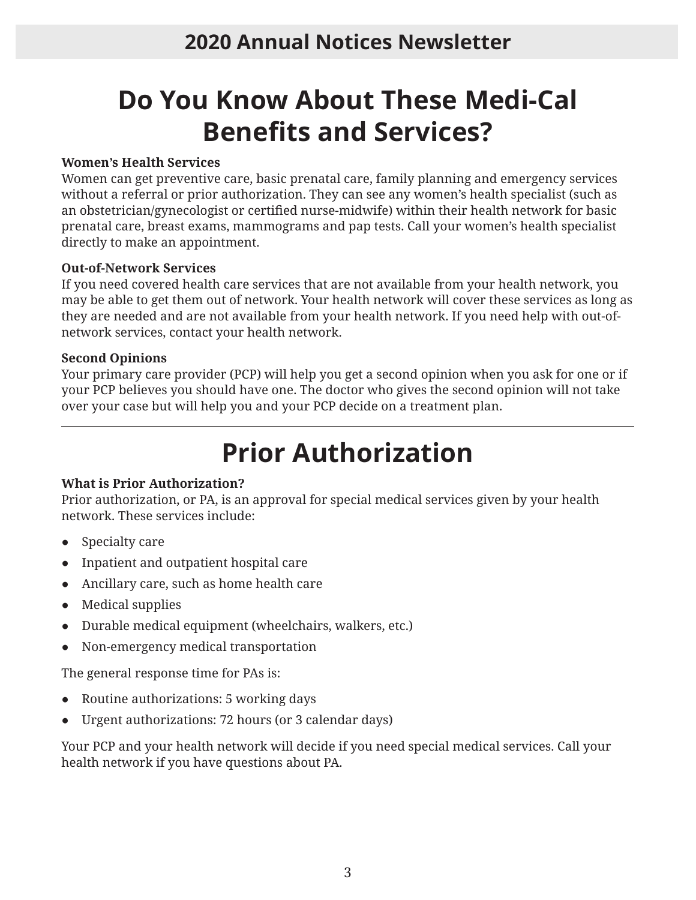# Do You Know About These Medi-Cal Benefits and Services?

**Women's Health Services**

Women can get preventive care, basic prenatal care, family planning and emergency services without a referral or prior authorization. They can see any women's health specialist (such as an obstetrician/gynecologist or certified nurse-midwife) within their health network for basic prenatal care, breast exams, mammograms and pap tests. Call your women's health specialist directly to make an appointment.

**Out-of-Network Services**

If you need covered health care services that are not available from your health network, you may be able to get them out of network. Your health network will cover these services as long as they are needed and are not available from your health network. If you need help with out-of-network services, contact your health network.

**Second Opinions**

Your primary care provider (PCP) will help you get a second opinion when you ask for one or if your PCP believes you should have one. The doctor who gives the second opinion will not take over your case but will help you and your PCP decide on a treatment plan.

---

# Prior Authorization

**What is Prior Authorization?**

Prior authorization, or PA, is an approval for special medical services given by your health network. These services include:

- Specialty care
- Inpatient and outpatient hospital care
- Ancillary care, such as home health care
- Medical supplies
- Durable medical equipment (wheelchairs, walkers, etc.)
- Non-emergency medical transportation

The general response time for PAs is:

- Routine authorizations: 5 working days
- Urgent authorizations: 72 hours (or 3 calendar days)

Your PCP and your health network will decide if you need special medical services. Call your health network if you have questions about PA.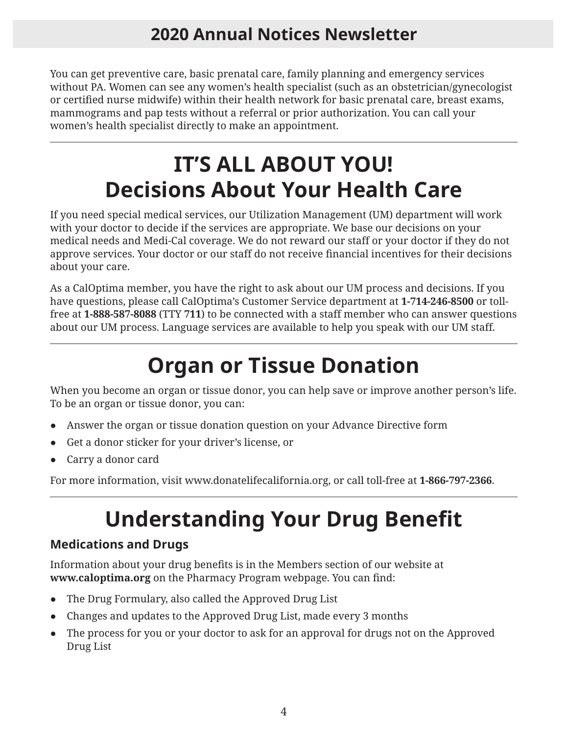You can get preventive care, basic prenatal care, family planning and emergency services without PA. Women can see any women's health specialist (such as an obstetrician/gynecologist or certified nurse midwife) within their health network for basic prenatal care, breast exams, mammograms and pap tests without a referral or prior authorization. You can call your women's health specialist directly to make an appointment.

---

# IT'S ALL ABOUT YOU! Decisions About Your Health Care

If you need special medical services, our Utilization Management (UM) department will work with your doctor to decide if the services are appropriate. We base our decisions on your medical needs and Medi-Cal coverage. We do not reward our staff or your doctor if they do not approve services. Your doctor or our staff do not receive financial incentives for their decisions about your care.

As a CalOptima member, you have the right to ask about our UM process and decisions. If you have questions, please call CalOptima's Customer Service department at **1-714-246-8500** or toll-free at **1-888-587-8088** (TTY **711**) to be connected with a staff member who can answer questions about our UM process. Language services are available to help you speak with our UM staff.

---

# Organ or Tissue Donation

When you become an organ or tissue donor, you can help save or improve another person's life. To be an organ or tissue donor, you can:

- Answer the organ or tissue donation question on your Advance Directive form
- Get a donor sticker for your driver's license, or
- Carry a donor card

For more information, visit www.donatelifecalifornia.org, or call toll-free at **1-866-797-2366**.

---

# Understanding Your Drug Benefit

### Medications and Drugs

Information about your drug benefits is in the Members section of our website at **www.caloptima.org** on the Pharmacy Program webpage. You can find:

- The Drug Formulary, also called the Approved Drug List
- Changes and updates to the Approved Drug List, made every 3 months
- The process for you or your doctor to ask for an approval for drugs not on the Approved Drug List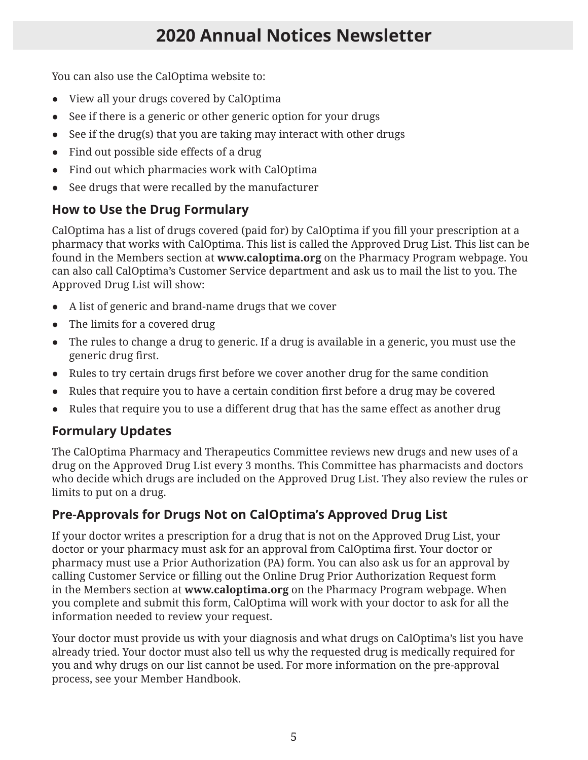You can also use the CalOptima website to:

- View all your drugs covered by CalOptima
- See if there is a generic or other generic option for your drugs
- See if the drug(s) that you are taking may interact with other drugs
- Find out possible side effects of a drug
- Find out which pharmacies work with CalOptima
- See drugs that were recalled by the manufacturer

### How to Use the Drug Formulary

CalOptima has a list of drugs covered (paid for) by CalOptima if you fill your prescription at a pharmacy that works with CalOptima. This list is called the Approved Drug List. This list can be found in the Members section at **www.caloptima.org** on the Pharmacy Program webpage. You can also call CalOptima's Customer Service department and ask us to mail the list to you. The Approved Drug List will show:

- A list of generic and brand-name drugs that we cover
- The limits for a covered drug
- The rules to change a drug to generic. If a drug is available in a generic, you must use the generic drug first.
- Rules to try certain drugs first before we cover another drug for the same condition
- Rules that require you to have a certain condition first before a drug may be covered
- Rules that require you to use a different drug that has the same effect as another drug

### Formulary Updates

The CalOptima Pharmacy and Therapeutics Committee reviews new drugs and new uses of a drug on the Approved Drug List every 3 months. This Committee has pharmacists and doctors who decide which drugs are included on the Approved Drug List. They also review the rules or limits to put on a drug.

### Pre-Approvals for Drugs Not on CalOptima's Approved Drug List

If your doctor writes a prescription for a drug that is not on the Approved Drug List, your doctor or your pharmacy must ask for an approval from CalOptima first. Your doctor or pharmacy must use a Prior Authorization (PA) form. You can also ask us for an approval by calling Customer Service or filling out the Online Drug Prior Authorization Request form in the Members section at **www.caloptima.org** on the Pharmacy Program webpage. When you complete and submit this form, CalOptima will work with your doctor to ask for all the information needed to review your request.

Your doctor must provide us with your diagnosis and what drugs on CalOptima's list you have already tried. Your doctor must also tell us why the requested drug is medically required for you and why drugs on our list cannot be used. For more information on the pre-approval process, see your Member Handbook.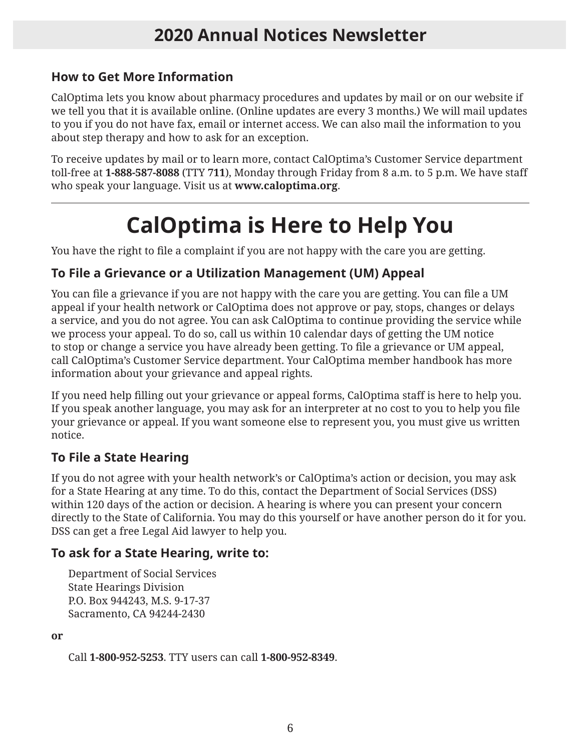### How to Get More Information

CalOptima lets you know about pharmacy procedures and updates by mail or on our website if we tell you that it is available online. (Online updates are every 3 months.) We will mail updates to you if you do not have fax, email or internet access. We can also mail the information to you about step therapy and how to ask for an exception.

To receive updates by mail or to learn more, contact CalOptima's Customer Service department toll-free at **1-888-587-8088** (TTY **711**), Monday through Friday from 8 a.m. to 5 p.m. We have staff who speak your language. Visit us at **www.caloptima.org**.

---

# CalOptima is Here to Help You

You have the right to file a complaint if you are not happy with the care you are getting.

### To File a Grievance or a Utilization Management (UM) Appeal

You can file a grievance if you are not happy with the care you are getting. You can file a UM appeal if your health network or CalOptima does not approve or pay, stops, changes or delays a service, and you do not agree. You can ask CalOptima to continue providing the service while we process your appeal. To do so, call us within 10 calendar days of getting the UM notice to stop or change a service you have already been getting. To file a grievance or UM appeal, call CalOptima's Customer Service department. Your CalOptima member handbook has more information about your grievance and appeal rights.

If you need help filling out your grievance or appeal forms, CalOptima staff is here to help you. If you speak another language, you may ask for an interpreter at no cost to you to help you file your grievance or appeal. If you want someone else to represent you, you must give us written notice.

### To File a State Hearing

If you do not agree with your health network's or CalOptima's action or decision, you may ask for a State Hearing at any time. To do this, contact the Department of Social Services (DSS) within 120 days of the action or decision. A hearing is where you can present your concern directly to the State of California. You may do this yourself or have another person do it for you. DSS can get a free Legal Aid lawyer to help you.

### To ask for a State Hearing, write to:

Department of Social Services
State Hearings Division
P.O. Box 944243, M.S. 9-17-37
Sacramento, CA 94244-2430

**or**

Call **1-800-952-5253**. TTY users can call **1-800-952-8349**.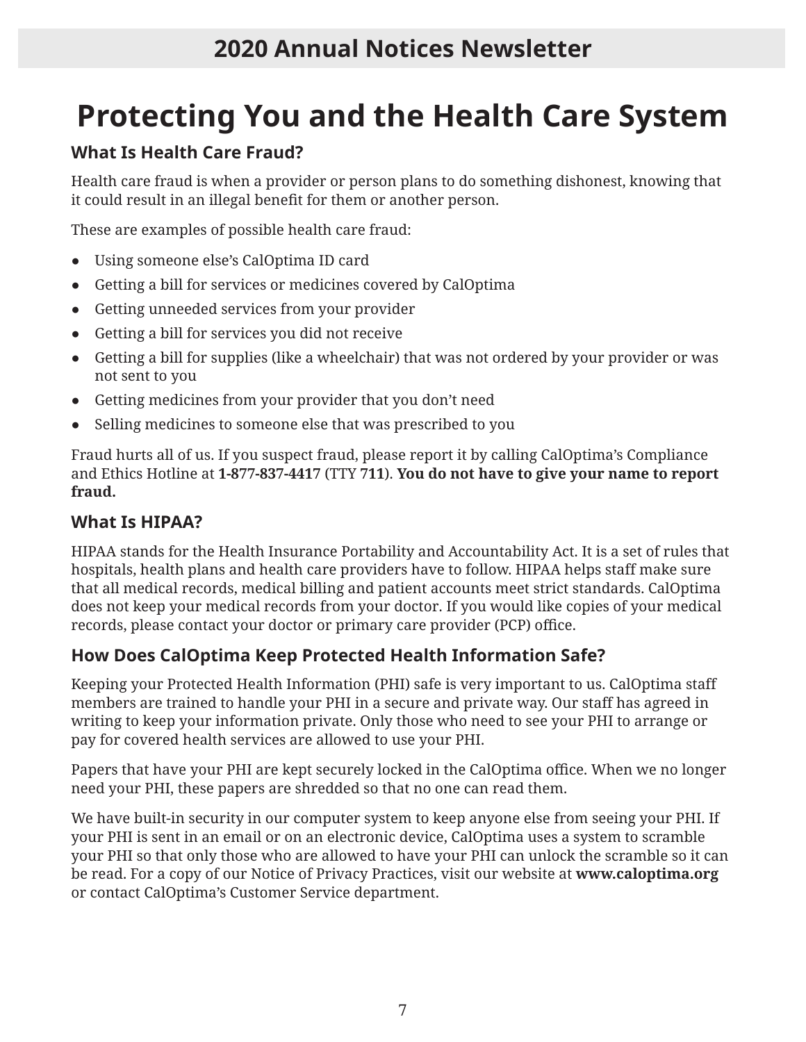# Protecting You and the Health Care System

### What Is Health Care Fraud?

Health care fraud is when a provider or person plans to do something dishonest, knowing that it could result in an illegal benefit for them or another person.

These are examples of possible health care fraud:

- Using someone else's CalOptima ID card
- Getting a bill for services or medicines covered by CalOptima
- Getting unneeded services from your provider
- Getting a bill for services you did not receive
- Getting a bill for supplies (like a wheelchair) that was not ordered by your provider or was not sent to you
- Getting medicines from your provider that you don't need
- Selling medicines to someone else that was prescribed to you

Fraud hurts all of us. If you suspect fraud, please report it by calling CalOptima's Compliance and Ethics Hotline at **1-877-837-4417** (TTY **711**). **You do not have to give your name to report fraud.**

### What Is HIPAA?

HIPAA stands for the Health Insurance Portability and Accountability Act. It is a set of rules that hospitals, health plans and health care providers have to follow. HIPAA helps staff make sure that all medical records, medical billing and patient accounts meet strict standards. CalOptima does not keep your medical records from your doctor. If you would like copies of your medical records, please contact your doctor or primary care provider (PCP) office.

### How Does CalOptima Keep Protected Health Information Safe?

Keeping your Protected Health Information (PHI) safe is very important to us. CalOptima staff members are trained to handle your PHI in a secure and private way. Our staff has agreed in writing to keep your information private. Only those who need to see your PHI to arrange or pay for covered health services are allowed to use your PHI.

Papers that have your PHI are kept securely locked in the CalOptima office. When we no longer need your PHI, these papers are shredded so that no one can read them.

We have built-in security in our computer system to keep anyone else from seeing your PHI. If your PHI is sent in an email or on an electronic device, CalOptima uses a system to scramble your PHI so that only those who are allowed to have your PHI can unlock the scramble so it can be read. For a copy of our Notice of Privacy Practices, visit our website at **www.caloptima.org** or contact CalOptima's Customer Service department.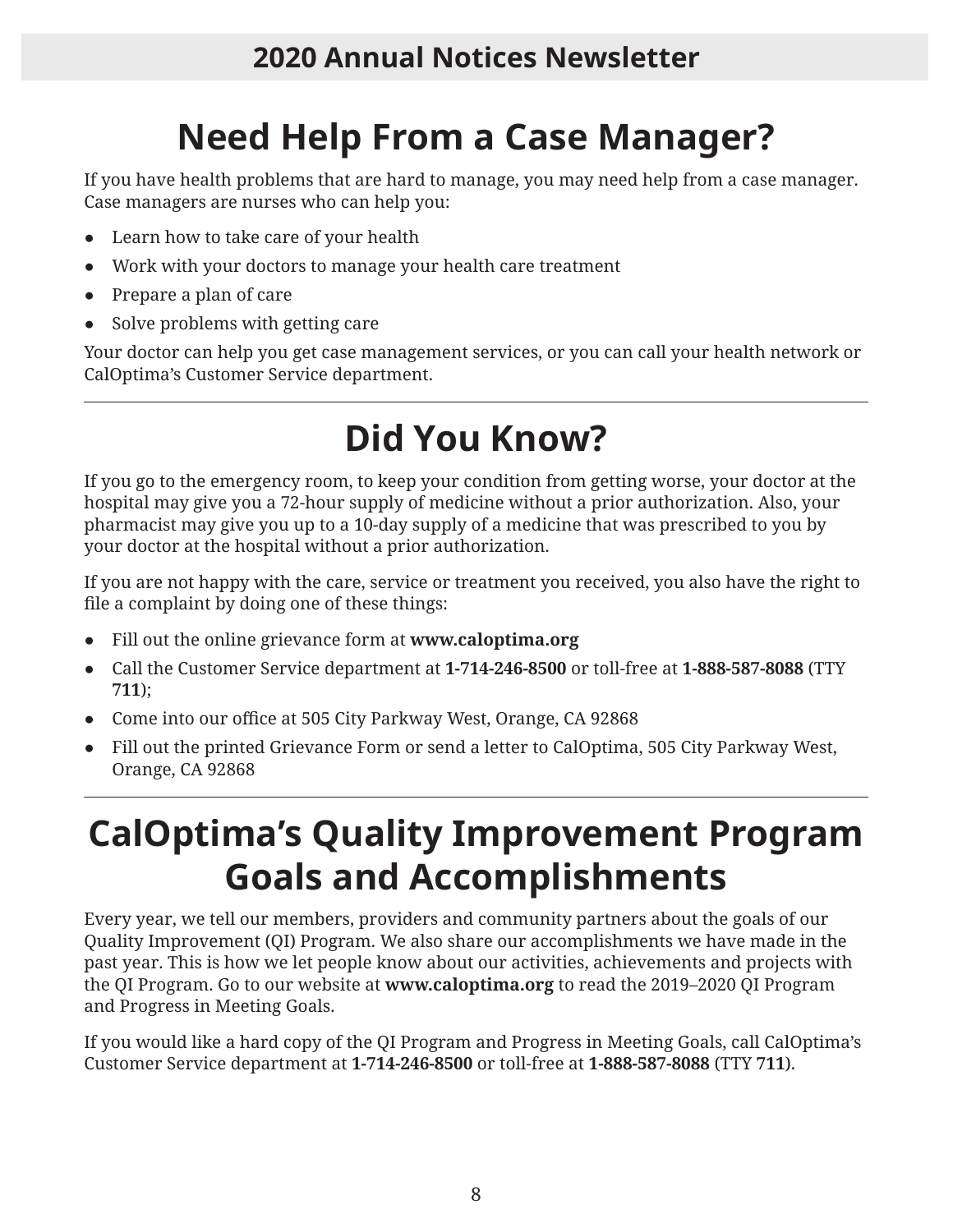# Need Help From a Case Manager?

If you have health problems that are hard to manage, you may need help from a case manager. Case managers are nurses who can help you:

- Learn how to take care of your health
- Work with your doctors to manage your health care treatment
- Prepare a plan of care
- Solve problems with getting care

Your doctor can help you get case management services, or you can call your health network or CalOptima's Customer Service department.

---

# Did You Know?

If you go to the emergency room, to keep your condition from getting worse, your doctor at the hospital may give you a 72-hour supply of medicine without a prior authorization. Also, your pharmacist may give you up to a 10-day supply of a medicine that was prescribed to you by your doctor at the hospital without a prior authorization.

If you are not happy with the care, service or treatment you received, you also have the right to file a complaint by doing one of these things:

- Fill out the online grievance form at **www.caloptima.org**
- Call the Customer Service department at **1-714-246-8500** or toll-free at **1-888-587-8088** (TTY **711**);
- Come into our office at 505 City Parkway West, Orange, CA 92868
- Fill out the printed Grievance Form or send a letter to CalOptima, 505 City Parkway West, Orange, CA 92868

---

# CalOptima's Quality Improvement Program Goals and Accomplishments

Every year, we tell our members, providers and community partners about the goals of our Quality Improvement (QI) Program. We also share our accomplishments we have made in the past year. This is how we let people know about our activities, achievements and projects with the QI Program. Go to our website at **www.caloptima.org** to read the 2019–2020 QI Program and Progress in Meeting Goals.

If you would like a hard copy of the QI Program and Progress in Meeting Goals, call CalOptima's Customer Service department at **1-714-246-8500** or toll-free at **1-888-587-8088** (TTY **711**).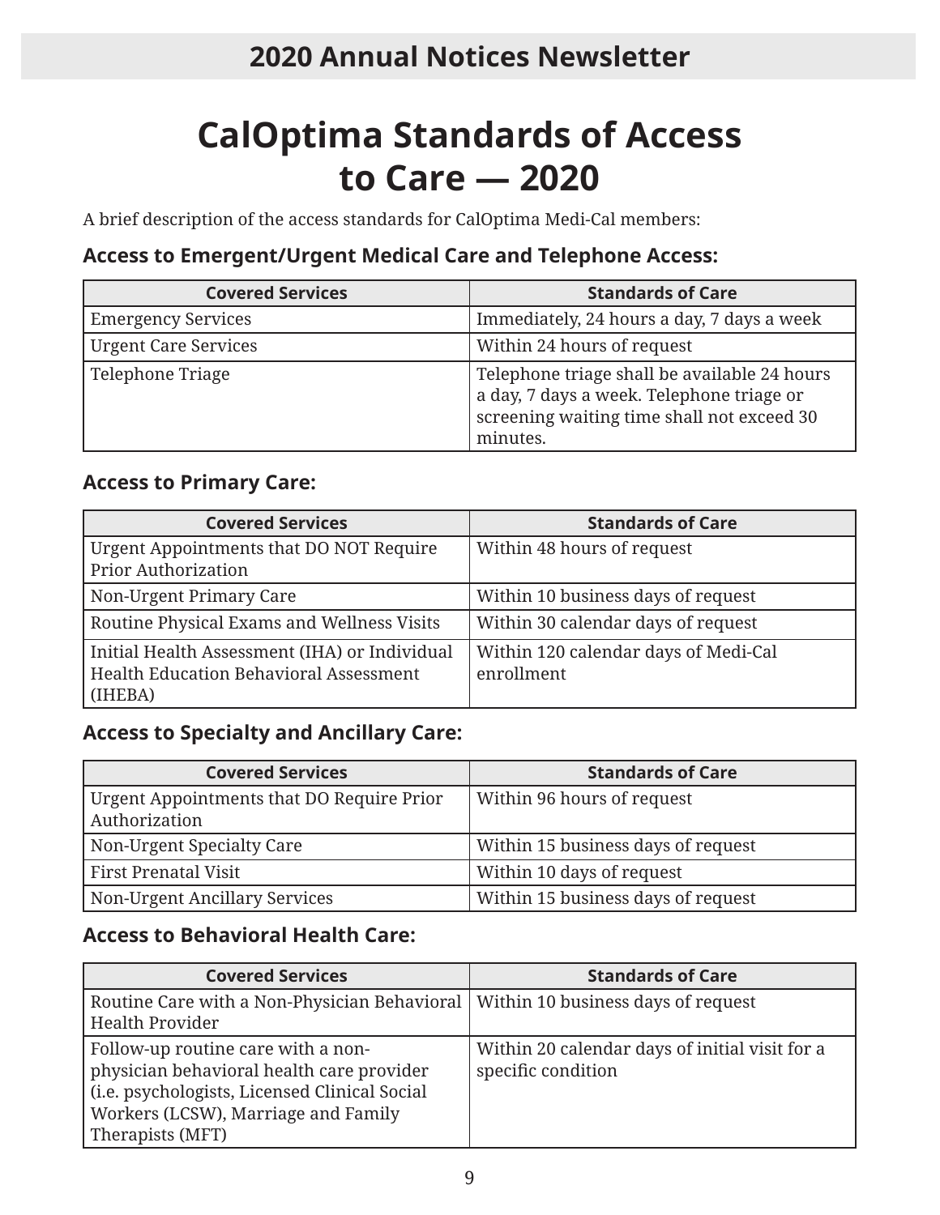# CalOptima Standards of Access to Care — 2020

A brief description of the access standards for CalOptima Medi-Cal members:

### Access to Emergent/Urgent Medical Care and Telephone Access:

| Covered Services | Standards of Care |
|---|---|
| Emergency Services | Immediately, 24 hours a day, 7 days a week |
| Urgent Care Services | Within 24 hours of request |
| Telephone Triage | Telephone triage shall be available 24 hours a day, 7 days a week. Telephone triage or screening waiting time shall not exceed 30 minutes. |

### Access to Primary Care:

| Covered Services | Standards of Care |
|---|---|
| Urgent Appointments that DO NOT Require Prior Authorization | Within 48 hours of request |
| Non-Urgent Primary Care | Within 10 business days of request |
| Routine Physical Exams and Wellness Visits | Within 30 calendar days of request |
| Initial Health Assessment (IHA) or Individual Health Education Behavioral Assessment (IHEBA) | Within 120 calendar days of Medi-Cal enrollment |

### Access to Specialty and Ancillary Care:

| Covered Services | Standards of Care |
|---|---|
| Urgent Appointments that DO Require Prior Authorization | Within 96 hours of request |
| Non-Urgent Specialty Care | Within 15 business days of request |
| First Prenatal Visit | Within 10 days of request |
| Non-Urgent Ancillary Services | Within 15 business days of request |

### Access to Behavioral Health Care:

| Covered Services | Standards of Care |
|---|---|
| Routine Care with a Non-Physician Behavioral Health Provider | Within 10 business days of request |
| Follow-up routine care with a non-physician behavioral health care provider (i.e. psychologists, Licensed Clinical Social Workers (LCSW), Marriage and Family Therapists (MFT) | Within 20 calendar days of initial visit for a specific condition |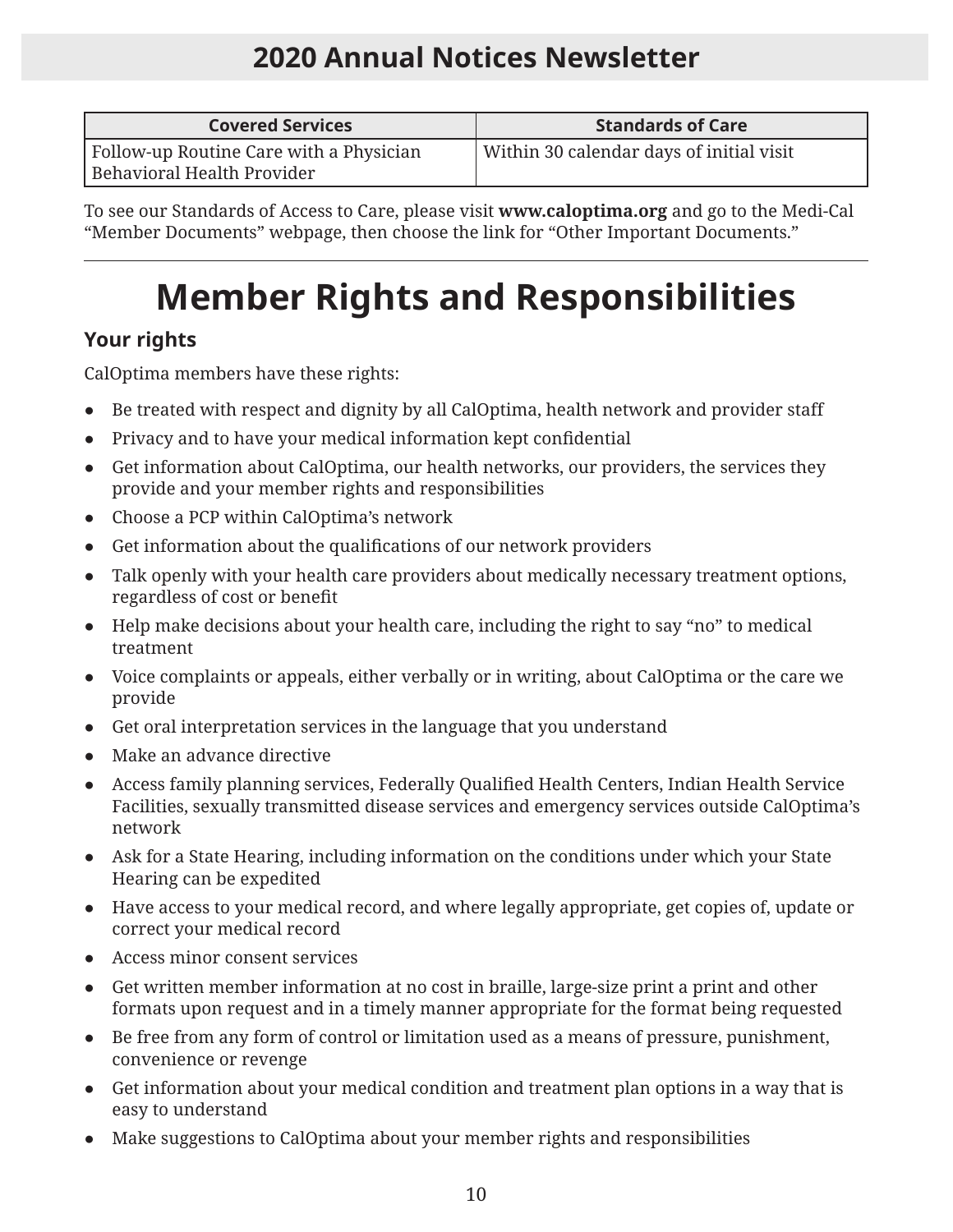| Covered Services | Standards of Care |
| --- | --- |
| Follow-up Routine Care with a Physician Behavioral Health Provider | Within 30 calendar days of initial visit |

To see our Standards of Access to Care, please visit **www.caloptima.org** and go to the Medi-Cal "Member Documents" webpage, then choose the link for "Other Important Documents."

---

# Member Rights and Responsibilities

### Your rights

CalOptima members have these rights:

- Be treated with respect and dignity by all CalOptima, health network and provider staff
- Privacy and to have your medical information kept confidential
- Get information about CalOptima, our health networks, our providers, the services they provide and your member rights and responsibilities
- Choose a PCP within CalOptima's network
- Get information about the qualifications of our network providers
- Talk openly with your health care providers about medically necessary treatment options, regardless of cost or benefit
- Help make decisions about your health care, including the right to say "no" to medical treatment
- Voice complaints or appeals, either verbally or in writing, about CalOptima or the care we provide
- Get oral interpretation services in the language that you understand
- Make an advance directive
- Access family planning services, Federally Qualified Health Centers, Indian Health Service Facilities, sexually transmitted disease services and emergency services outside CalOptima's network
- Ask for a State Hearing, including information on the conditions under which your State Hearing can be expedited
- Have access to your medical record, and where legally appropriate, get copies of, update or correct your medical record
- Access minor consent services
- Get written member information at no cost in braille, large-size print a print and other formats upon request and in a timely manner appropriate for the format being requested
- Be free from any form of control or limitation used as a means of pressure, punishment, convenience or revenge
- Get information about your medical condition and treatment plan options in a way that is easy to understand
- Make suggestions to CalOptima about your member rights and responsibilities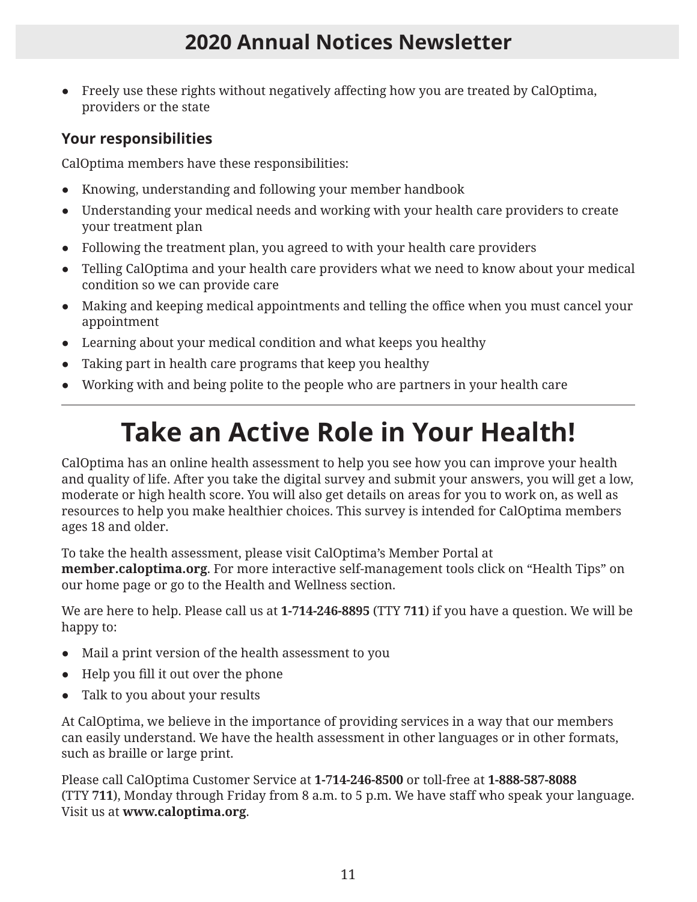- Freely use these rights without negatively affecting how you are treated by CalOptima, providers or the state

### Your responsibilities

CalOptima members have these responsibilities:

- Knowing, understanding and following your member handbook
- Understanding your medical needs and working with your health care providers to create your treatment plan
- Following the treatment plan, you agreed to with your health care providers
- Telling CalOptima and your health care providers what we need to know about your medical condition so we can provide care
- Making and keeping medical appointments and telling the office when you must cancel your appointment
- Learning about your medical condition and what keeps you healthy
- Taking part in health care programs that keep you healthy
- Working with and being polite to the people who are partners in your health care

---

# Take an Active Role in Your Health!

CalOptima has an online health assessment to help you see how you can improve your health and quality of life. After you take the digital survey and submit your answers, you will get a low, moderate or high health score. You will also get details on areas for you to work on, as well as resources to help you make healthier choices. This survey is intended for CalOptima members ages 18 and older.

To take the health assessment, please visit CalOptima's Member Portal at **member.caloptima.org**. For more interactive self-management tools click on "Health Tips" on our home page or go to the Health and Wellness section.

We are here to help. Please call us at **1-714-246-8895** (TTY **711**) if you have a question. We will be happy to:

- Mail a print version of the health assessment to you
- Help you fill it out over the phone
- Talk to you about your results

At CalOptima, we believe in the importance of providing services in a way that our members can easily understand. We have the health assessment in other languages or in other formats, such as braille or large print.

Please call CalOptima Customer Service at **1-714-246-8500** or toll-free at **1-888-587-8088** (TTY **711**), Monday through Friday from 8 a.m. to 5 p.m. We have staff who speak your language. Visit us at **www.caloptima.org**.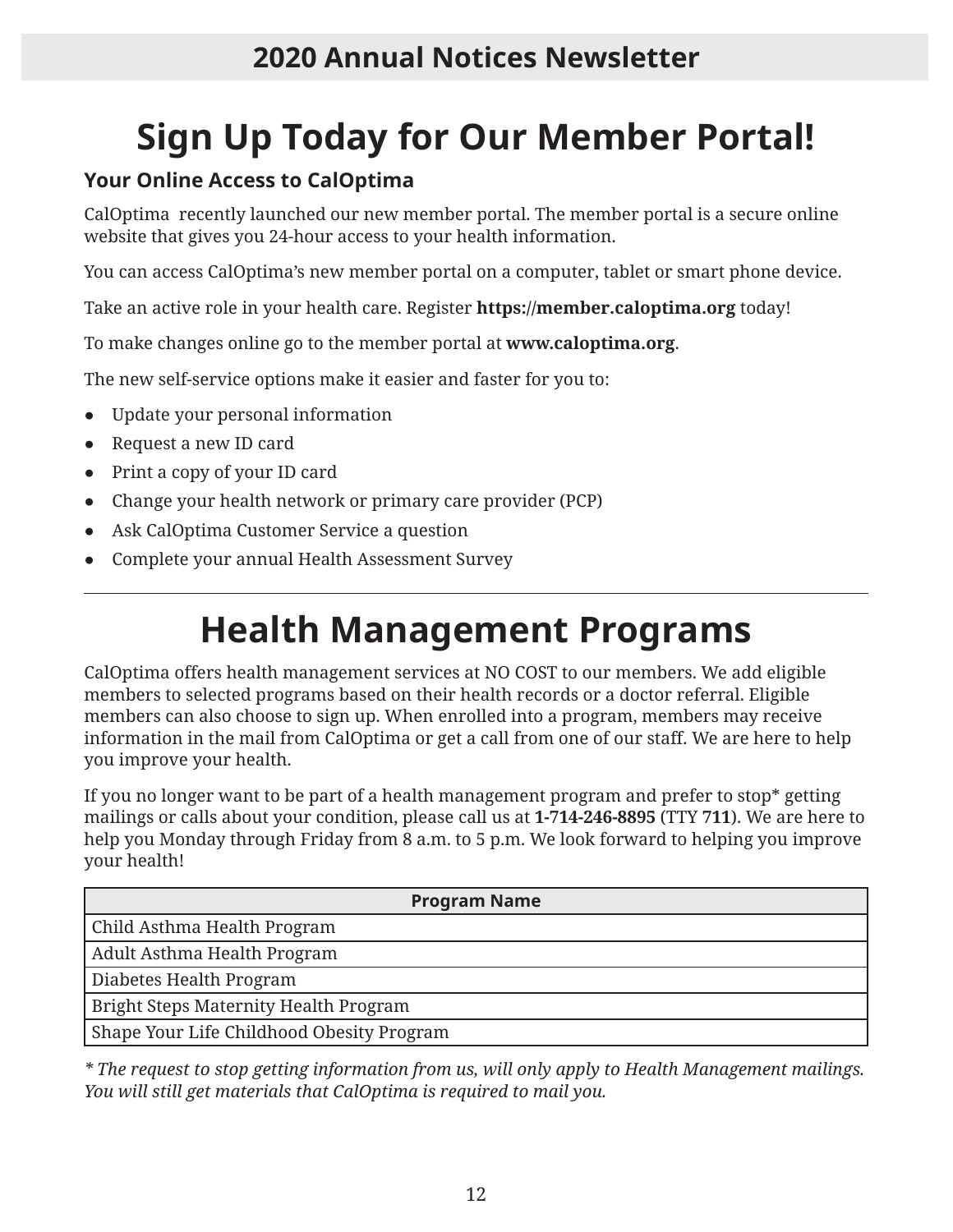# Sign Up Today for Our Member Portal!

### Your Online Access to CalOptima

CalOptima recently launched our new member portal. The member portal is a secure online website that gives you 24-hour access to your health information.

You can access CalOptima's new member portal on a computer, tablet or smart phone device.

Take an active role in your health care. Register **https://member.caloptima.org** today!

To make changes online go to the member portal at **www.caloptima.org**.

The new self-service options make it easier and faster for you to:

- Update your personal information
- Request a new ID card
- Print a copy of your ID card
- Change your health network or primary care provider (PCP)
- Ask CalOptima Customer Service a question
- Complete your annual Health Assessment Survey

---

# Health Management Programs

CalOptima offers health management services at NO COST to our members. We add eligible members to selected programs based on their health records or a doctor referral. Eligible members can also choose to sign up. When enrolled into a program, members may receive information in the mail from CalOptima or get a call from one of our staff. We are here to help you improve your health.

If you no longer want to be part of a health management program and prefer to stop* getting mailings or calls about your condition, please call us at **1-714-246-8895** (TTY **711**). We are here to help you Monday through Friday from 8 a.m. to 5 p.m. We look forward to helping you improve your health!

| Program Name |
| --- |
| Child Asthma Health Program |
| Adult Asthma Health Program |
| Diabetes Health Program |
| Bright Steps Maternity Health Program |
| Shape Your Life Childhood Obesity Program |

*\* The request to stop getting information from us, will only apply to Health Management mailings. You will still get materials that CalOptima is required to mail you.*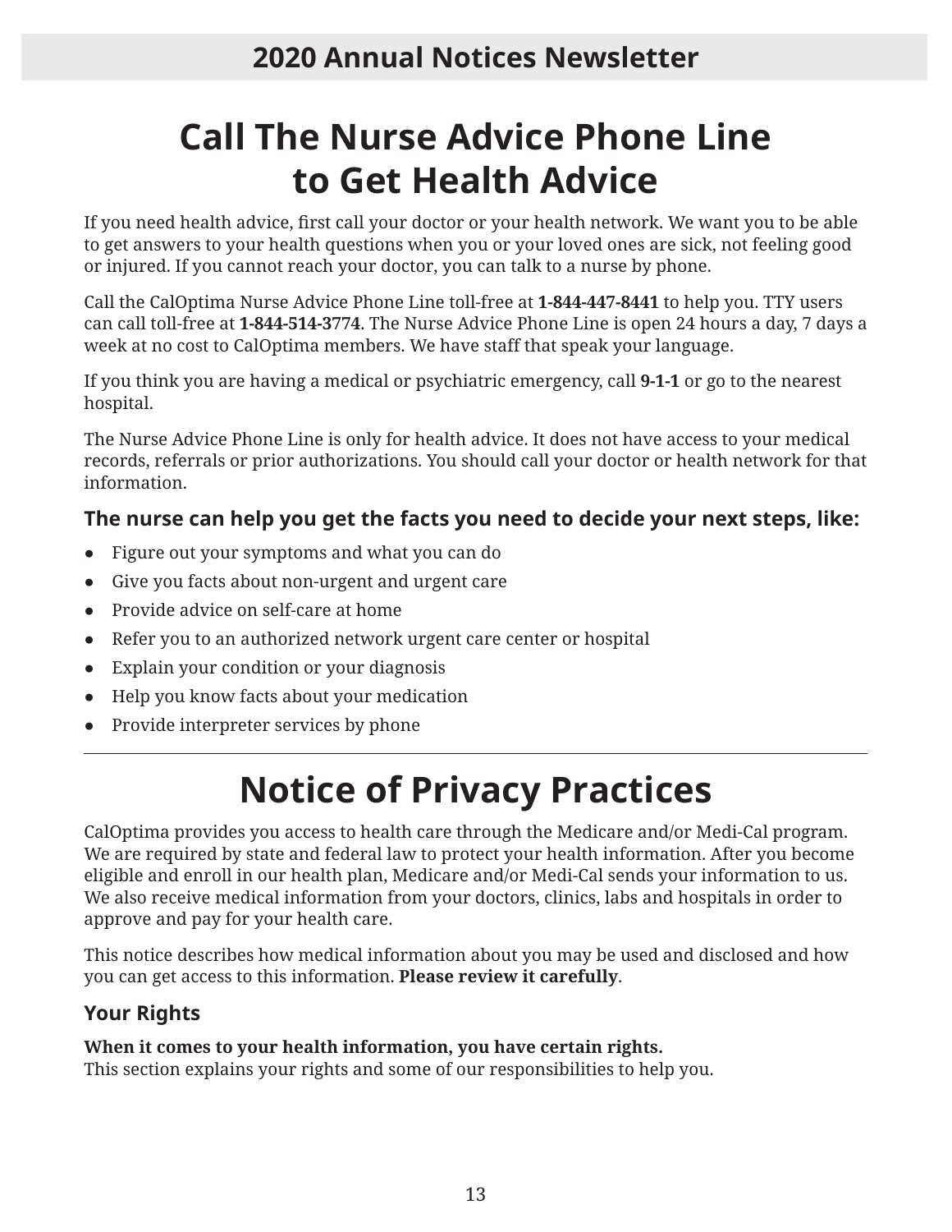# Call The Nurse Advice Phone Line to Get Health Advice

If you need health advice, first call your doctor or your health network. We want you to be able to get answers to your health questions when you or your loved ones are sick, not feeling good or injured. If you cannot reach your doctor, you can talk to a nurse by phone.

Call the CalOptima Nurse Advice Phone Line toll-free at **1-844-447-8441** to help you. TTY users can call toll-free at **1-844-514-3774**. The Nurse Advice Phone Line is open 24 hours a day, 7 days a week at no cost to CalOptima members. We have staff that speak your language.

If you think you are having a medical or psychiatric emergency, call **9-1-1** or go to the nearest hospital.

The Nurse Advice Phone Line is only for health advice. It does not have access to your medical records, referrals or prior authorizations. You should call your doctor or health network for that information.

### The nurse can help you get the facts you need to decide your next steps, like:

- Figure out your symptoms and what you can do
- Give you facts about non-urgent and urgent care
- Provide advice on self-care at home
- Refer you to an authorized network urgent care center or hospital
- Explain your condition or your diagnosis
- Help you know facts about your medication
- Provide interpreter services by phone

---

# Notice of Privacy Practices

CalOptima provides you access to health care through the Medicare and/or Medi-Cal program. We are required by state and federal law to protect your health information. After you become eligible and enroll in our health plan, Medicare and/or Medi-Cal sends your information to us. We also receive medical information from your doctors, clinics, labs and hospitals in order to approve and pay for your health care.

This notice describes how medical information about you may be used and disclosed and how you can get access to this information. **Please review it carefully**.

### Your Rights

**When it comes to your health information, you have certain rights.**
This section explains your rights and some of our responsibilities to help you.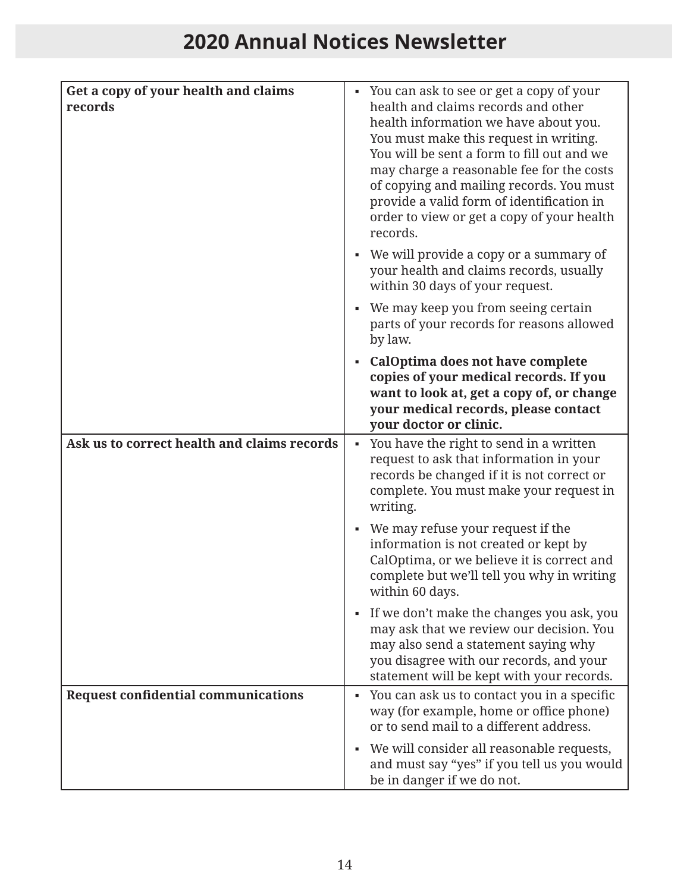| Get a copy of your health and claims records | You can ask to see or get a copy of your health and claims records and other health information we have about you. You must make this request in writing. You will be sent a form to fill out and we may charge a reasonable fee for the costs of copying and mailing records. You must provide a valid form of identification in order to view or get a copy of your health records.<br>▪ We will provide a copy or a summary of your health and claims records, usually within 30 days of your request.<br>▪ We may keep you from seeing certain parts of your records for reasons allowed by law.<br>▪ **CalOptima does not have complete copies of your medical records. If you want to look at, get a copy of, or change your medical records, please contact your doctor or clinic.** |
|---|---|
| **Ask us to correct health and claims records** | ▪ You have the right to send in a written request to ask that information in your records be changed if it is not correct or complete. You must make your request in writing.<br>▪ We may refuse your request if the information is not created or kept by CalOptima, or we believe it is correct and complete but we'll tell you why in writing within 60 days.<br>▪ If we don't make the changes you ask, you may ask that we review our decision. You may also send a statement saying why you disagree with our records, and your statement will be kept with your records. |
| **Request confidential communications** | ▪ You can ask us to contact you in a specific way (for example, home or office phone) or to send mail to a different address.<br>▪ We will consider all reasonable requests, and must say "yes" if you tell us you would be in danger if we do not. |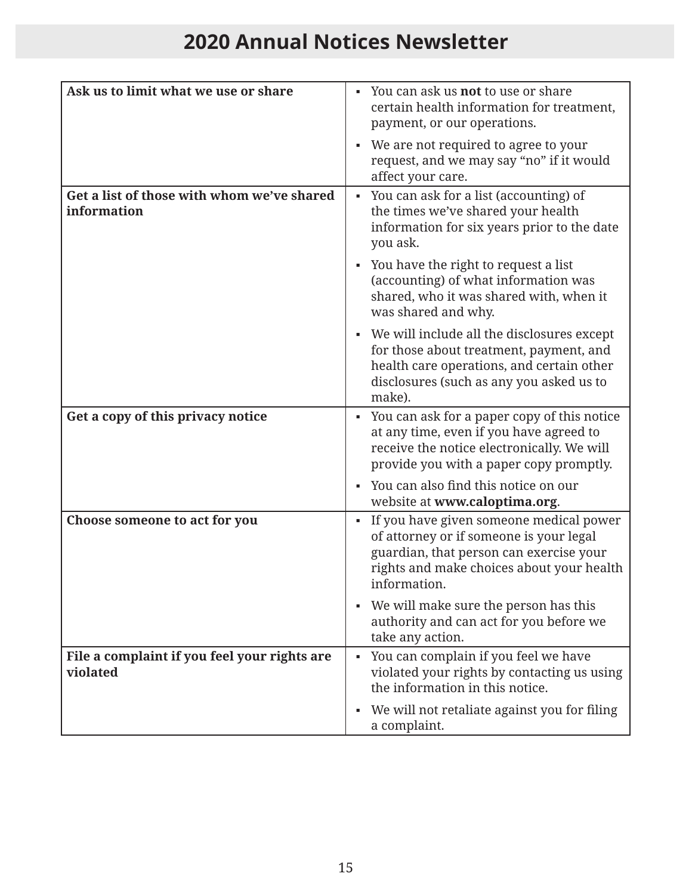| Ask us to limit what we use or share | • You can ask us **not** to use or share certain health information for treatment, payment, or our operations.<br>• We are not required to agree to your request, and we may say "no" if it would affect your care. |
|---|---|
| **Get a list of those with whom we've shared information** | • You can ask for a list (accounting) of the times we've shared your health information for six years prior to the date you ask.<br>• You have the right to request a list (accounting) of what information was shared, who it was shared with, when it was shared and why.<br>• We will include all the disclosures except for those about treatment, payment, and health care operations, and certain other disclosures (such as any you asked us to make). |
| **Get a copy of this privacy notice** | • You can ask for a paper copy of this notice at any time, even if you have agreed to receive the notice electronically. We will provide you with a paper copy promptly.<br>• You can also find this notice on our website at **www.caloptima.org**. |
| **Choose someone to act for you** | • If you have given someone medical power of attorney or if someone is your legal guardian, that person can exercise your rights and make choices about your health information.<br>• We will make sure the person has this authority and can act for you before we take any action. |
| **File a complaint if you feel your rights are violated** | • You can complain if you feel we have violated your rights by contacting us using the information in this notice.<br>• We will not retaliate against you for filing a complaint. |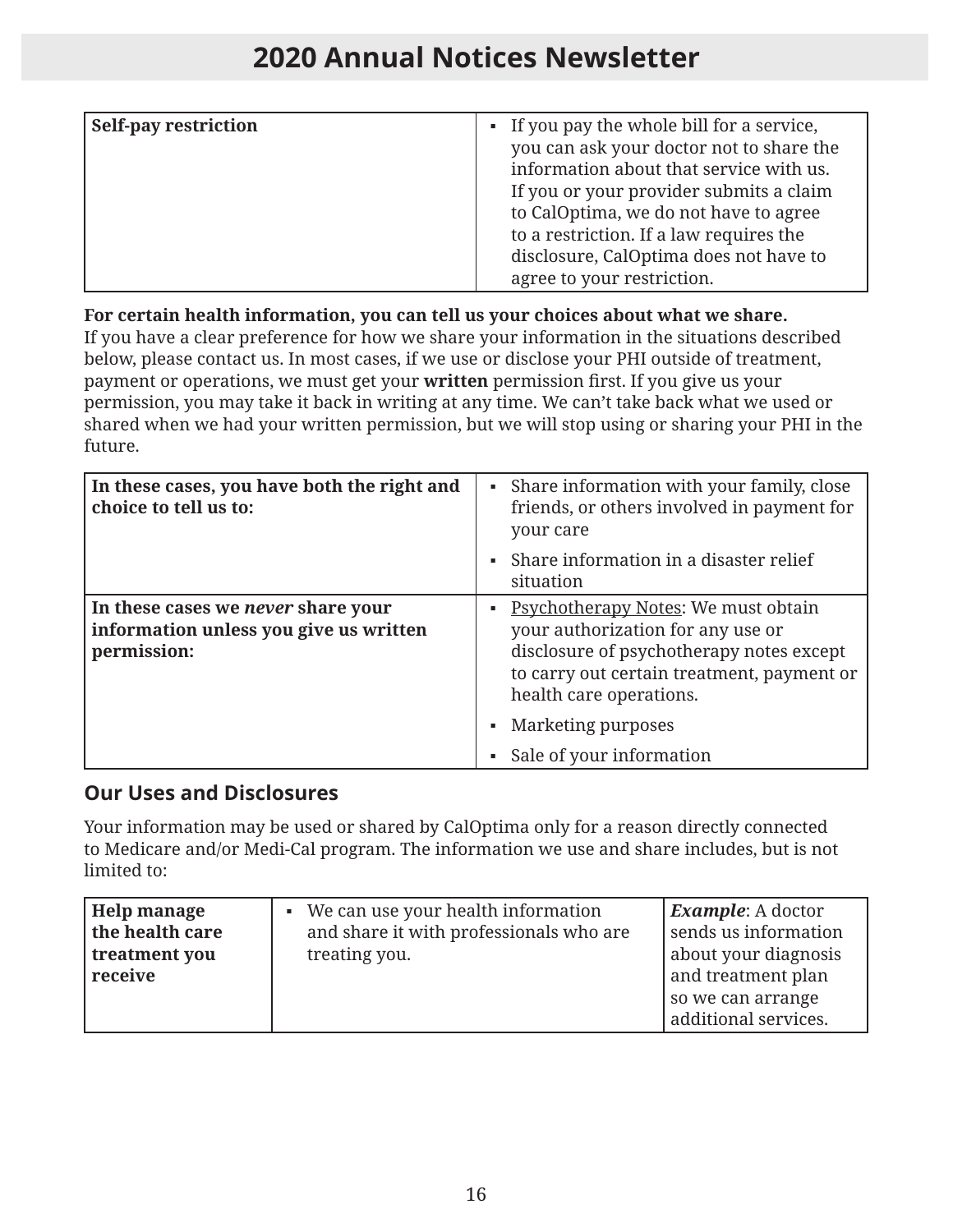| **Self-pay restriction** | ▪ If you pay the whole bill for a service, you can ask your doctor not to share the information about that service with us. If you or your provider submits a claim to CalOptima, we do not have to agree to a restriction. If a law requires the disclosure, CalOptima does not have to agree to your restriction. |
|---|---|

**For certain health information, you can tell us your choices about what we share.**
If you have a clear preference for how we share your information in the situations described below, please contact us. In most cases, if we use or disclose your PHI outside of treatment, payment or operations, we must get your **written** permission first. If you give us your permission, you may take it back in writing at any time. We can't take back what we used or shared when we had your written permission, but we will stop using or sharing your PHI in the future.

| | |
|---|---|
| **In these cases, you have both the right and choice to tell us to:** | ▪ Share information with your family, close friends, or others involved in payment for your care<br>▪ Share information in a disaster relief situation |
| **In these cases we *never* share your information unless you give us written permission:** | ▪ Psychotherapy Notes: We must obtain your authorization for any use or disclosure of psychotherapy notes except to carry out certain treatment, payment or health care operations.<br>▪ Marketing purposes<br>▪ Sale of your information |

## Our Uses and Disclosures

Your information may be used or shared by CalOptima only for a reason directly connected to Medicare and/or Medi-Cal program. The information we use and share includes, but is not limited to:

| | | |
|---|---|---|
| **Help manage the health care treatment you receive** | ▪ We can use your health information and share it with professionals who are treating you. | ***Example***: A doctor sends us information about your diagnosis and treatment plan so we can arrange additional services. |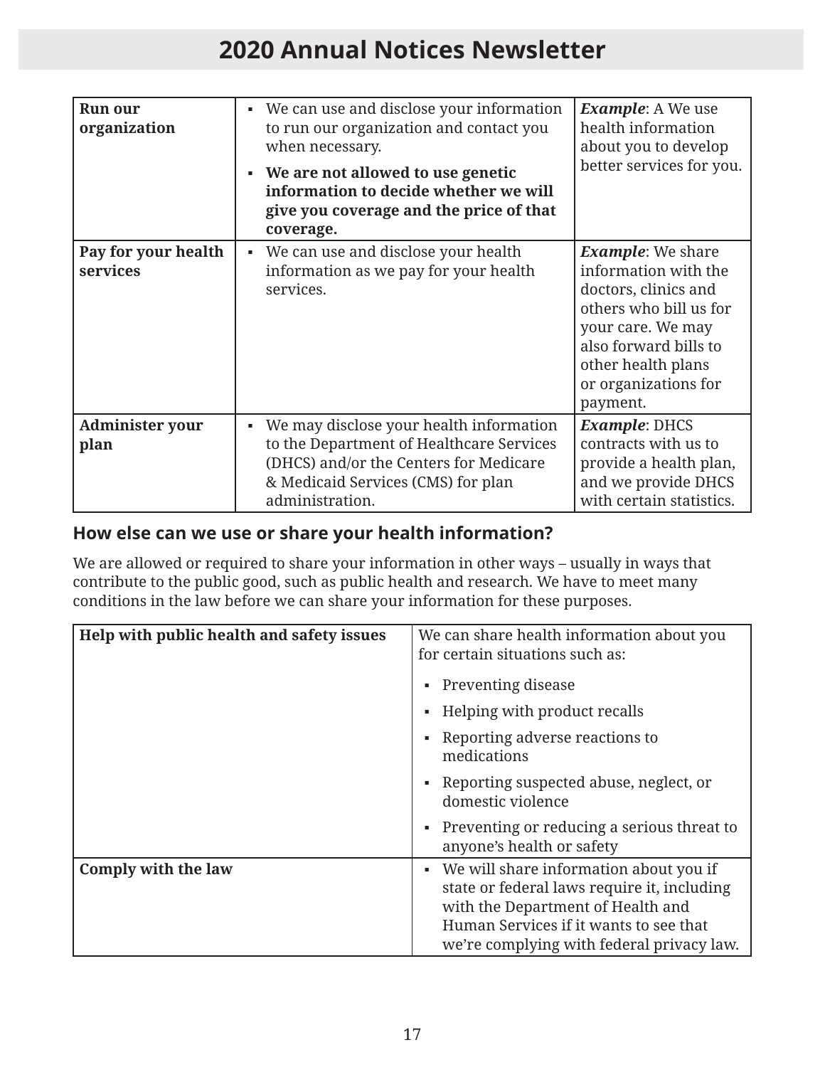| **Run our organization** | ▪ We can use and disclose your information to run our organization and contact you when necessary.<br>▪ **We are not allowed to use genetic information to decide whether we will give you coverage and the price of that coverage.** | ***Example***: A We use health information about you to develop better services for you. |
|---|---|---|
| **Pay for your health services** | ▪ We can use and disclose your health information as we pay for your health services. | ***Example***: We share information with the doctors, clinics and others who bill us for your care. We may also forward bills to other health plans or organizations for payment. |
| **Administer your plan** | ▪ We may disclose your health information to the Department of Healthcare Services (DHCS) and/or the Centers for Medicare & Medicaid Services (CMS) for plan administration. | ***Example***: DHCS contracts with us to provide a health plan, and we provide DHCS with certain statistics. |

### How else can we use or share your health information?

We are allowed or required to share your information in other ways – usually in ways that contribute to the public good, such as public health and research. We have to meet many conditions in the law before we can share your information for these purposes.

| **Help with public health and safety issues** | We can share health information about you for certain situations such as:<br>▪ Preventing disease<br>▪ Helping with product recalls<br>▪ Reporting adverse reactions to medications<br>▪ Reporting suspected abuse, neglect, or domestic violence<br>▪ Preventing or reducing a serious threat to anyone's health or safety |
|---|---|
| **Comply with the law** | ▪ We will share information about you if state or federal laws require it, including with the Department of Health and Human Services if it wants to see that we're complying with federal privacy law. |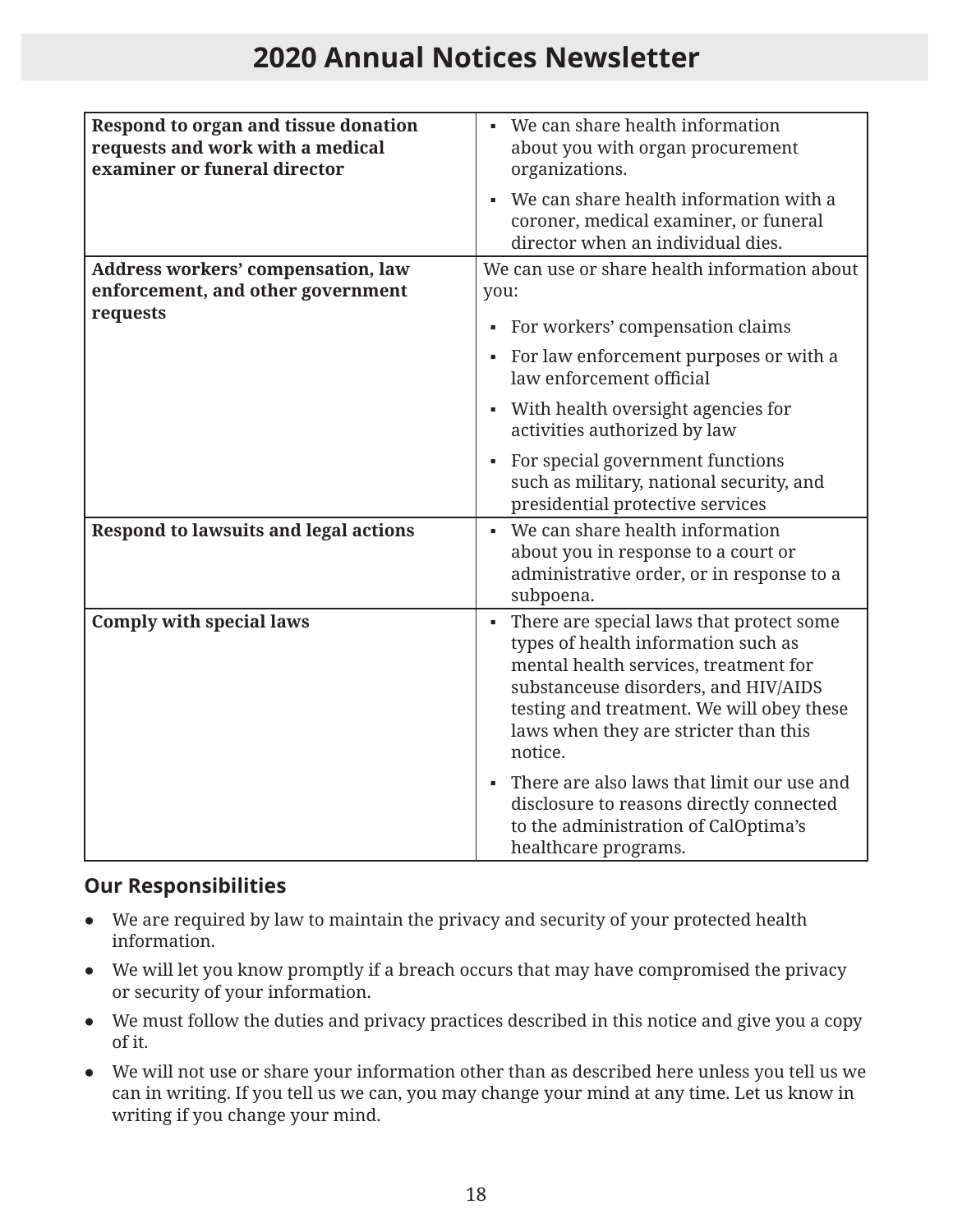| | |
|---|---|
| **Respond to organ and tissue donation requests and work with a medical examiner or funeral director** | ▪ We can share health information about you with organ procurement organizations.<br>▪ We can share health information with a coroner, medical examiner, or funeral director when an individual dies. |
| **Address workers' compensation, law enforcement, and other government requests** | We can use or share health information about you:<br>▪ For workers' compensation claims<br>▪ For law enforcement purposes or with a law enforcement official<br>▪ With health oversight agencies for activities authorized by law<br>▪ For special government functions such as military, national security, and presidential protective services |
| **Respond to lawsuits and legal actions** | ▪ We can share health information about you in response to a court or administrative order, or in response to a subpoena. |
| **Comply with special laws** | ▪ There are special laws that protect some types of health information such as mental health services, treatment for substanceuse disorders, and HIV/AIDS testing and treatment. We will obey these laws when they are stricter than this notice.<br>▪ There are also laws that limit our use and disclosure to reasons directly connected to the administration of CalOptima's healthcare programs. |

## Our Responsibilities

- We are required by law to maintain the privacy and security of your protected health information.
- We will let you know promptly if a breach occurs that may have compromised the privacy or security of your information.
- We must follow the duties and privacy practices described in this notice and give you a copy of it.
- We will not use or share your information other than as described here unless you tell us we can in writing. If you tell us we can, you may change your mind at any time. Let us know in writing if you change your mind.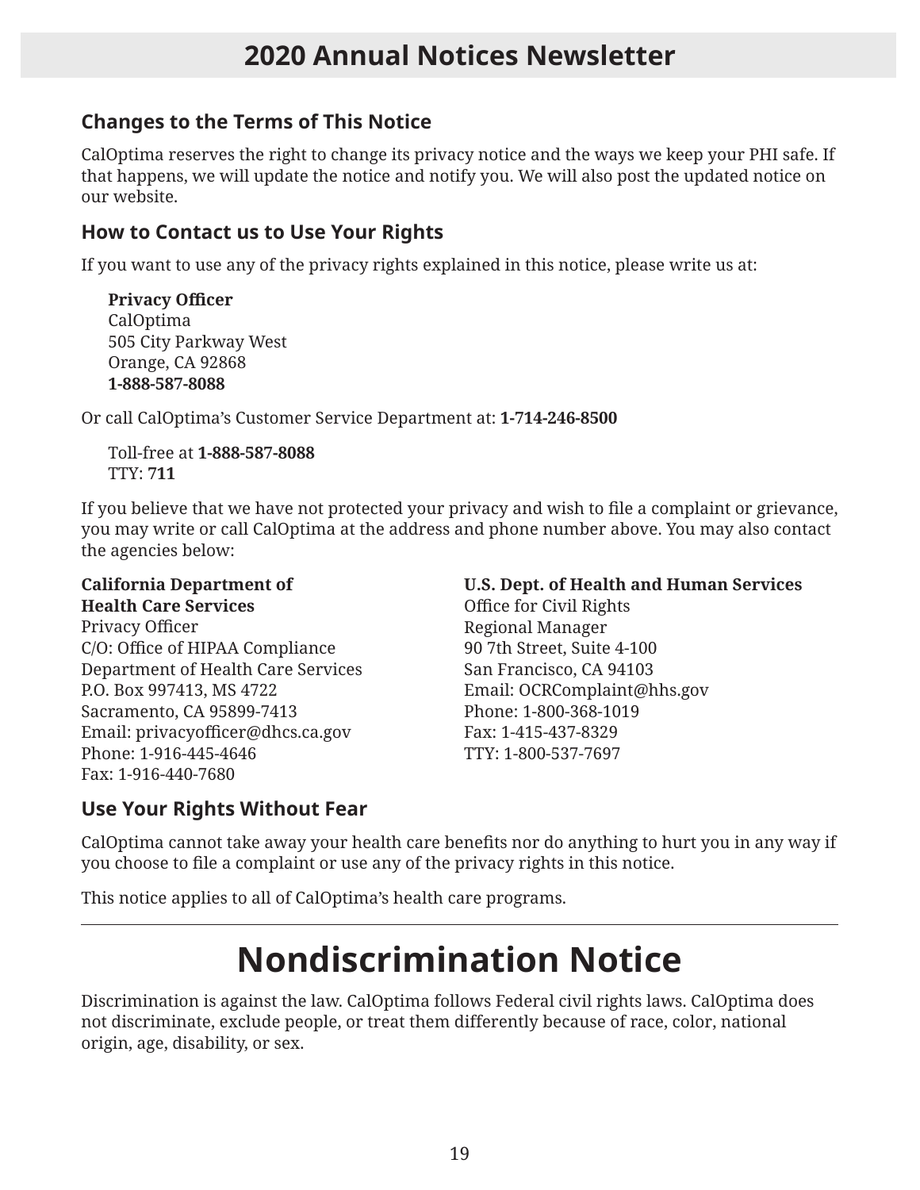## Changes to the Terms of This Notice

CalOptima reserves the right to change its privacy notice and the ways we keep your PHI safe. If that happens, we will update the notice and notify you. We will also post the updated notice on our website.

## How to Contact us to Use Your Rights

If you want to use any of the privacy rights explained in this notice, please write us at:

**Privacy Officer**
CalOptima
505 City Parkway West
Orange, CA 92868
**1-888-587-8088**

Or call CalOptima's Customer Service Department at: **1-714-246-8500**

Toll-free at **1-888-587-8088**
TTY: **711**

If you believe that we have not protected your privacy and wish to file a complaint or grievance, you may write or call CalOptima at the address and phone number above. You may also contact the agencies below:

**California Department of Health Care Services**
Privacy Officer
C/O: Office of HIPAA Compliance
Department of Health Care Services
P.O. Box 997413, MS 4722
Sacramento, CA 95899-7413
Email: privacyofficer@dhcs.ca.gov
Phone: 1-916-445-4646
Fax: 1-916-440-7680

**U.S. Dept. of Health and Human Services**
Office for Civil Rights
Regional Manager
90 7th Street, Suite 4-100
San Francisco, CA 94103
Email: OCRComplaint@hhs.gov
Phone: 1-800-368-1019
Fax: 1-415-437-8329
TTY: 1-800-537-7697

## Use Your Rights Without Fear

CalOptima cannot take away your health care benefits nor do anything to hurt you in any way if you choose to file a complaint or use any of the privacy rights in this notice.

This notice applies to all of CalOptima's health care programs.

---

# Nondiscrimination Notice

Discrimination is against the law. CalOptima follows Federal civil rights laws. CalOptima does not discriminate, exclude people, or treat them differently because of race, color, national origin, age, disability, or sex.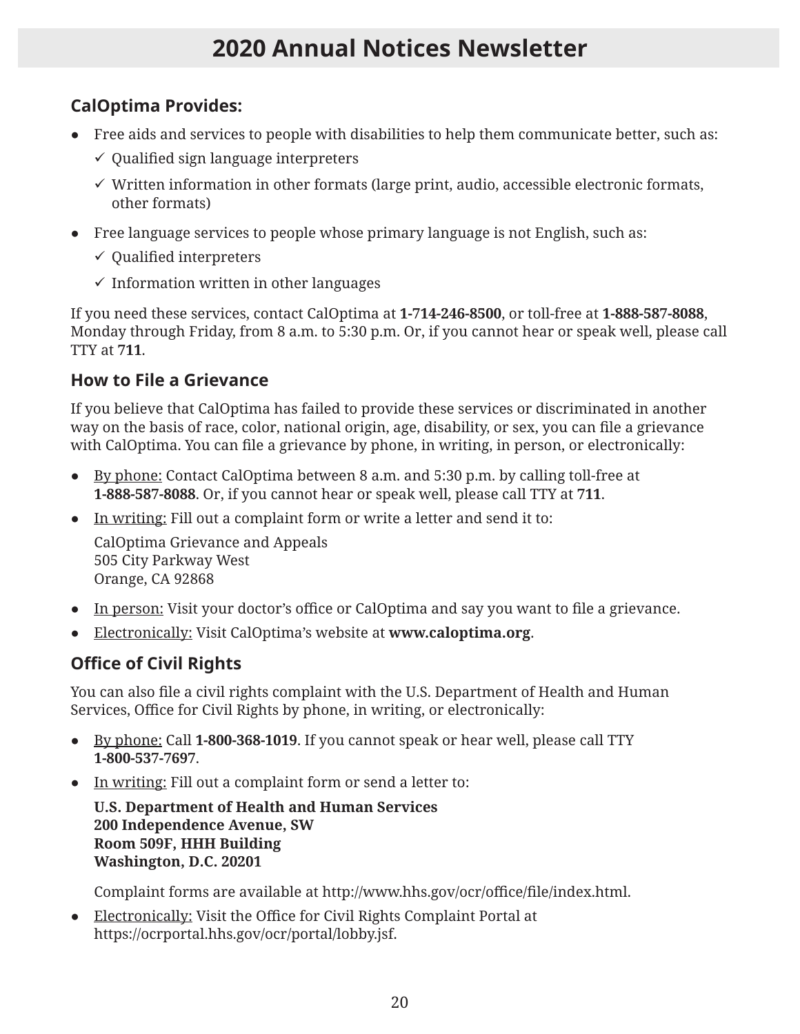# 2020 Annual Notices Newsletter

### CalOptima Provides:

- Free aids and services to people with disabilities to help them communicate better, such as:
  - ✓ Qualified sign language interpreters
  - ✓ Written information in other formats (large print, audio, accessible electronic formats, other formats)
- Free language services to people whose primary language is not English, such as:
  - ✓ Qualified interpreters
  - ✓ Information written in other languages

If you need these services, contact CalOptima at **1-714-246-8500**, or toll-free at **1-888-587-8088**, Monday through Friday, from 8 a.m. to 5:30 p.m. Or, if you cannot hear or speak well, please call TTY at **711**.

### How to File a Grievance

If you believe that CalOptima has failed to provide these services or discriminated in another way on the basis of race, color, national origin, age, disability, or sex, you can file a grievance with CalOptima. You can file a grievance by phone, in writing, in person, or electronically:

- By phone: Contact CalOptima between 8 a.m. and 5:30 p.m. by calling toll-free at **1-888-587-8088**. Or, if you cannot hear or speak well, please call TTY at **711**.
- In writing: Fill out a complaint form or write a letter and send it to:

  CalOptima Grievance and Appeals
  505 City Parkway West
  Orange, CA 92868
- In person: Visit your doctor's office or CalOptima and say you want to file a grievance.
- Electronically: Visit CalOptima's website at **www.caloptima.org**.

### Office of Civil Rights

You can also file a civil rights complaint with the U.S. Department of Health and Human Services, Office for Civil Rights by phone, in writing, or electronically:

- By phone: Call **1-800-368-1019**. If you cannot speak or hear well, please call TTY **1-800-537-7697**.
- In writing: Fill out a complaint form or send a letter to:

  **U.S. Department of Health and Human Services**
  **200 Independence Avenue, SW**
  **Room 509F, HHH Building**
  **Washington, D.C. 20201**

  Complaint forms are available at http://www.hhs.gov/ocr/office/file/index.html.
- Electronically: Visit the Office for Civil Rights Complaint Portal at https://ocrportal.hhs.gov/ocr/portal/lobby.jsf.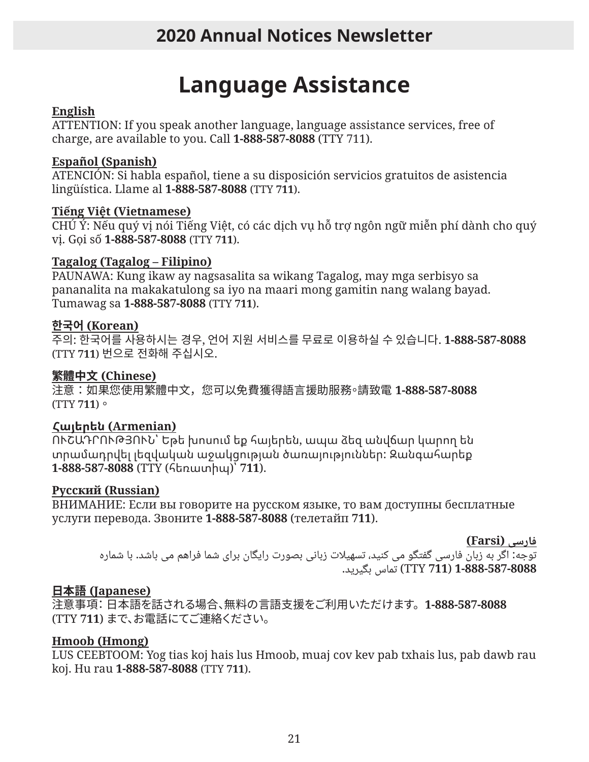# Language Assistance

**English**
ATTENTION: If you speak another language, language assistance services, free of charge, are available to you. Call **1-888-587-8088** (TTY 711).

**Español (Spanish)**
ATENCIÓN: Si habla español, tiene a su disposición servicios gratuitos de asistencia lingüística. Llame al **1-888-587-8088** (TTY 7**11**).

**Tiếng Việt (Vietnamese)**
CHÚ Ý: Nếu quý vị nói Tiếng Việt, có các dịch vụ hỗ trợ ngôn ngữ miễn phí dành cho quý vị. Gọi số **1-888-587-8088** (TTY 7**11**).

**Tagalog (Tagalog – Filipino)**
PAUNAWA: Kung ikaw ay nagsasalita sa wikang Tagalog, may mga serbisyo sa pananalita na makakatulong sa iyo na maari mong gamitin nang walang bayad. Tumawag sa **1-888-587-8088** (TTY 7**11**).

**한국어 (Korean)**
주의: 한국어를 사용하시는 경우, 언어 지원 서비스를 무료로 이용하실 수 있습니다. **1-888-587-8088** (TTY **711**) 번으로 전화해 주십시오.

**繁體中文 (Chinese)**
注意：如果您使用繁體中文，您可以免費獲得語言援助服務。請致電 **1-888-587-8088** (TTY **711**)。

**Հայերեն (Armenian)**
ՈՒՇԱԴՐՈՒԹՅՈՒՆ՝ Եթե խոսում եք հայերեն, ապա ձեզ անվճար կարող են տրամադրվել լեզվական աջակցության ծառայություններ: Զանգահարեք **1-888-587-8088** (TTY (հեռատիպ)՝ **711**).

**Русский (Russian)**
ВНИМАНИЕ: Если вы говорите на русском языке, то вам доступны бесплатные услуги перевода. Звоните **1-888-587-8088** (телетайп **711**).

**فارسی (Farsi)**
توجه: اگر به زبان فارسی گفتگو می کنید، تسهیلات زبانی بصورت رایگان برای شما فراهم می باشد. با شماره **1-888-587-8088** (TTY **711**) تماس بگیرید.

**日本語 (Japanese)**
注意事項：日本語を話される場合、無料の言語支援をご利用いただけます。**1-888-587-8088** (TTY **711**) まで、お電話にてご連絡ください。

**Hmoob (Hmong)**
LUS CEEBTOOM: Yog tias koj hais lus Hmoob, muaj cov kev pab txhais lus, pab dawb rau koj. Hu rau **1-888-587-8088** (TTY **711**).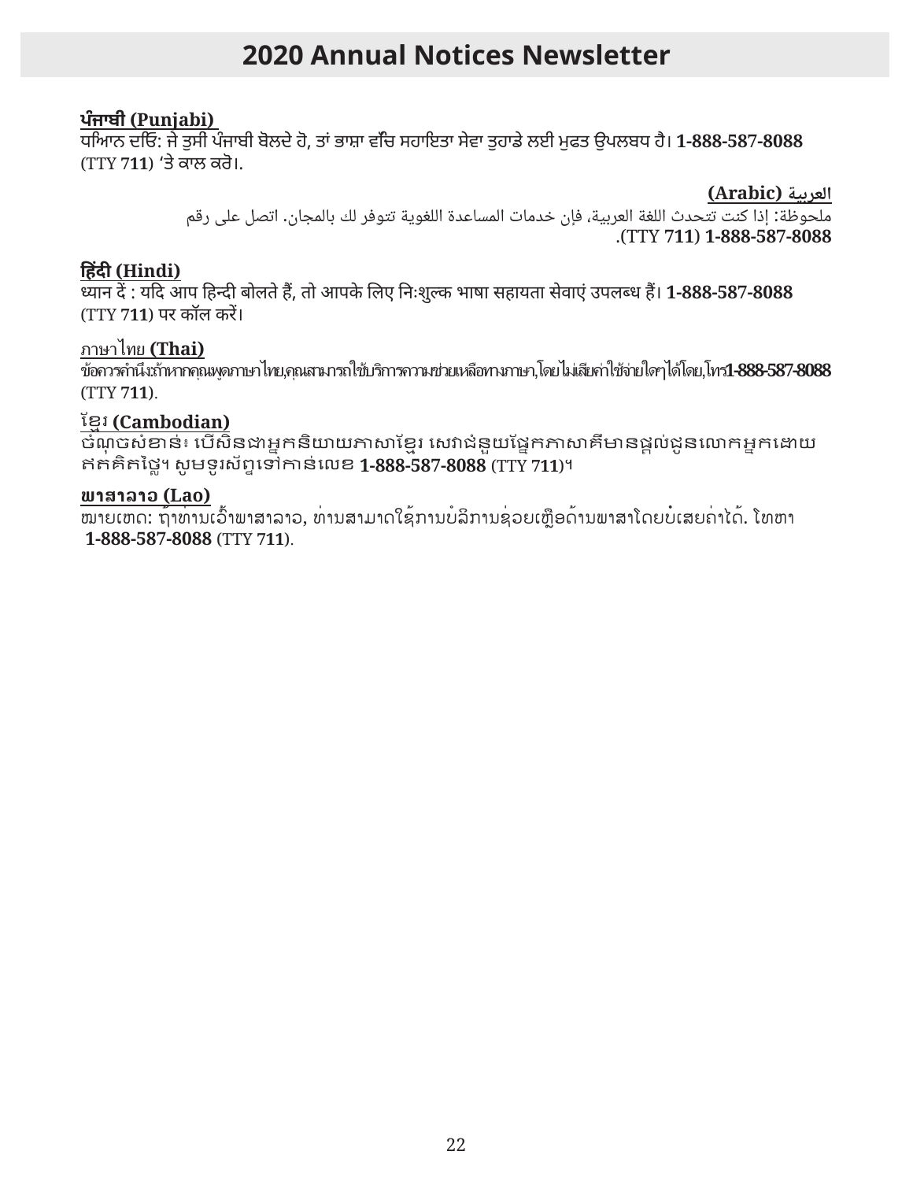**ਪੰਜਾਬੀ (Punjabi)**
ਧਿਆਨ ਦਓਿ: ਜੇ ਤੁਸੀਂ ਪੰਜਾਬੀ ਬੋਲਦੇ ਹੋ, ਤਾਂ ਭਾਸ਼ਾ ਵਿੱਚ ਸਹਾਇਤਾ ਸੇਵਾ ਤੁਹਾਡੇ ਲਈ ਮੁਫਤ ਉਪਲਬਧ ਹੈ। **1-888-587-8088** (TTY **711**) 'ਤੇ ਕਾਲ ਕਰੋ।.

**العربية (Arabic)**
ملحوظة: إذا كنت تتحدث اللغة العربية، فإن خدمات المساعدة اللغوية تتوفر لك بالمجان. اتصل على رقم **1-888-587-8088** (TTY **711**).

**हिंदी (Hindi)**
ध्यान दें : यदि आप हिन्दी बोलते हैं, तो आपके लिए निःशुल्क भाषा सहायता सेवाएं उपलब्ध हैं। **1-888-587-8088** (TTY **711**) पर कॉल करें।

ภาษาไทย **(Thai)**
ข้อควรคำนึง:ถ้าหากคุณพูดภาษาไทย,คุณสามารถใช้บริการความช่วยเหลือทางภาษา,โดยไม่เสียค่าใช้จ่ายใดๆได้โดย,โทร**1-888-587-8088** (TTY **711**).

ខ្មែរ **(Cambodian)**
ចំណុចសំខាន់៖ បើសិនជាអ្នកនិយាយភាសាខ្មែរ សេវាជំនួយផ្នែកភាសាគឺមានផ្តល់ជូនលោកអ្នកដោយឥតគិតថ្លៃ។ សូមទូរស័ព្ទទៅកាន់លេខ **1-888-587-8088** (TTY **711**)។

**ພາສາລາວ (Lao)**
ໝາຍເຫດ: ຖ້າທ່ານເວົ້າພາສາລາວ, ທ່ານສາມາດໃຊ້ການບໍລິການຊ່ວຍເຫຼືອດ້ານພາສາໂດຍບໍ່ເສຍຄ່າໄດ້. ໂທຫາ **1-888-587-8088** (TTY **711**).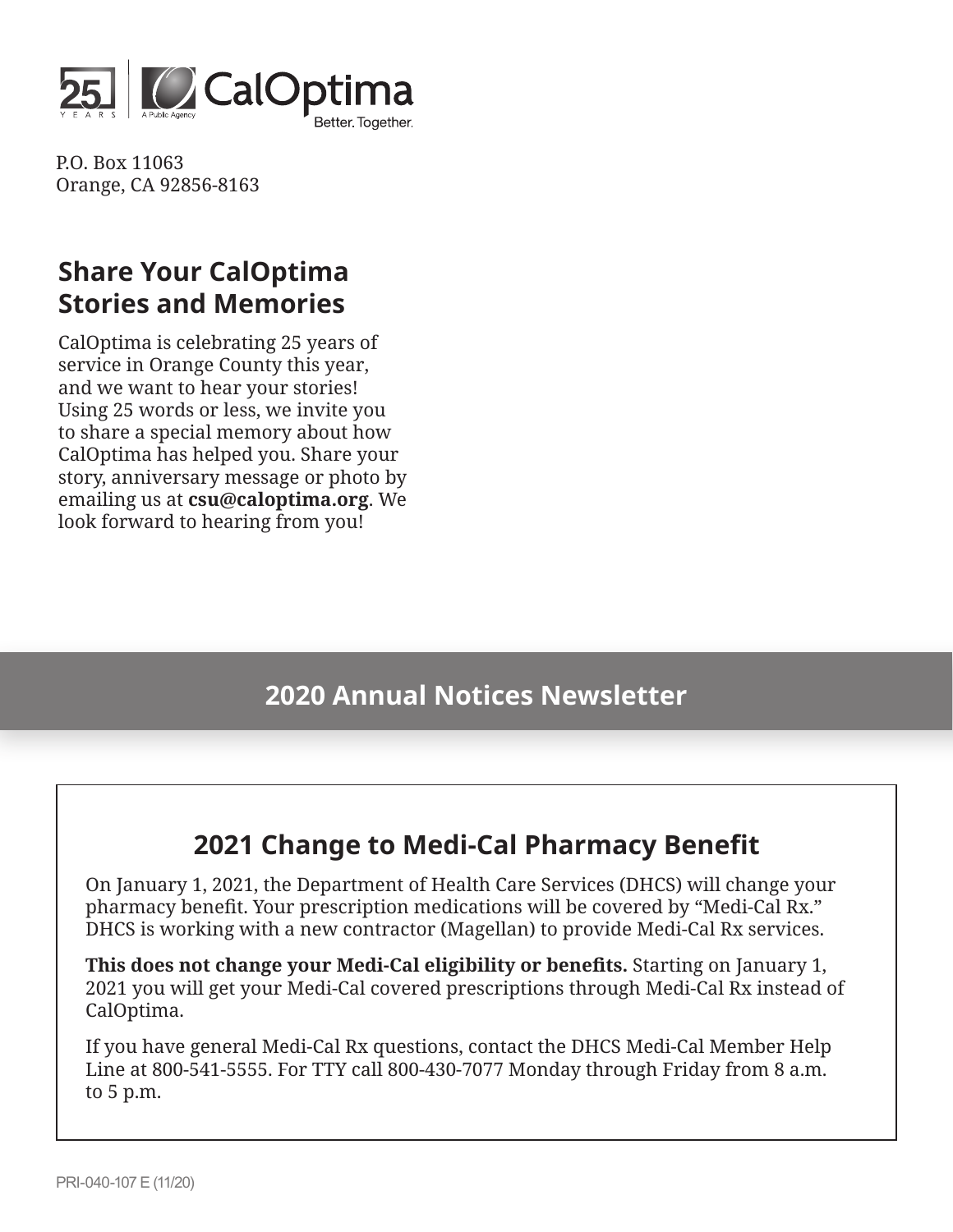CalOptima

Better. Together.

P.O. Box 11063
Orange, CA 92856-8163

## Share Your CalOptima Stories and Memories

CalOptima is celebrating 25 years of service in Orange County this year, and we want to hear your stories! Using 25 words or less, we invite you to share a special memory about how CalOptima has helped you. Share your story, anniversary message or photo by emailing us at **csu@caloptima.org**. We look forward to hearing from you!

## 2020 Annual Notices Newsletter

### 2021 Change to Medi-Cal Pharmacy Benefit

On January 1, 2021, the Department of Health Care Services (DHCS) will change your pharmacy benefit. Your prescription medications will be covered by "Medi-Cal Rx." DHCS is working with a new contractor (Magellan) to provide Medi-Cal Rx services.

**This does not change your Medi-Cal eligibility or benefits.** Starting on January 1, 2021 you will get your Medi-Cal covered prescriptions through Medi-Cal Rx instead of CalOptima.

If you have general Medi-Cal Rx questions, contact the DHCS Medi-Cal Member Help Line at 800-541-5555. For TTY call 800-430-7077 Monday through Friday from 8 a.m. to 5 p.m.

PRI-040-107 E (11/20)